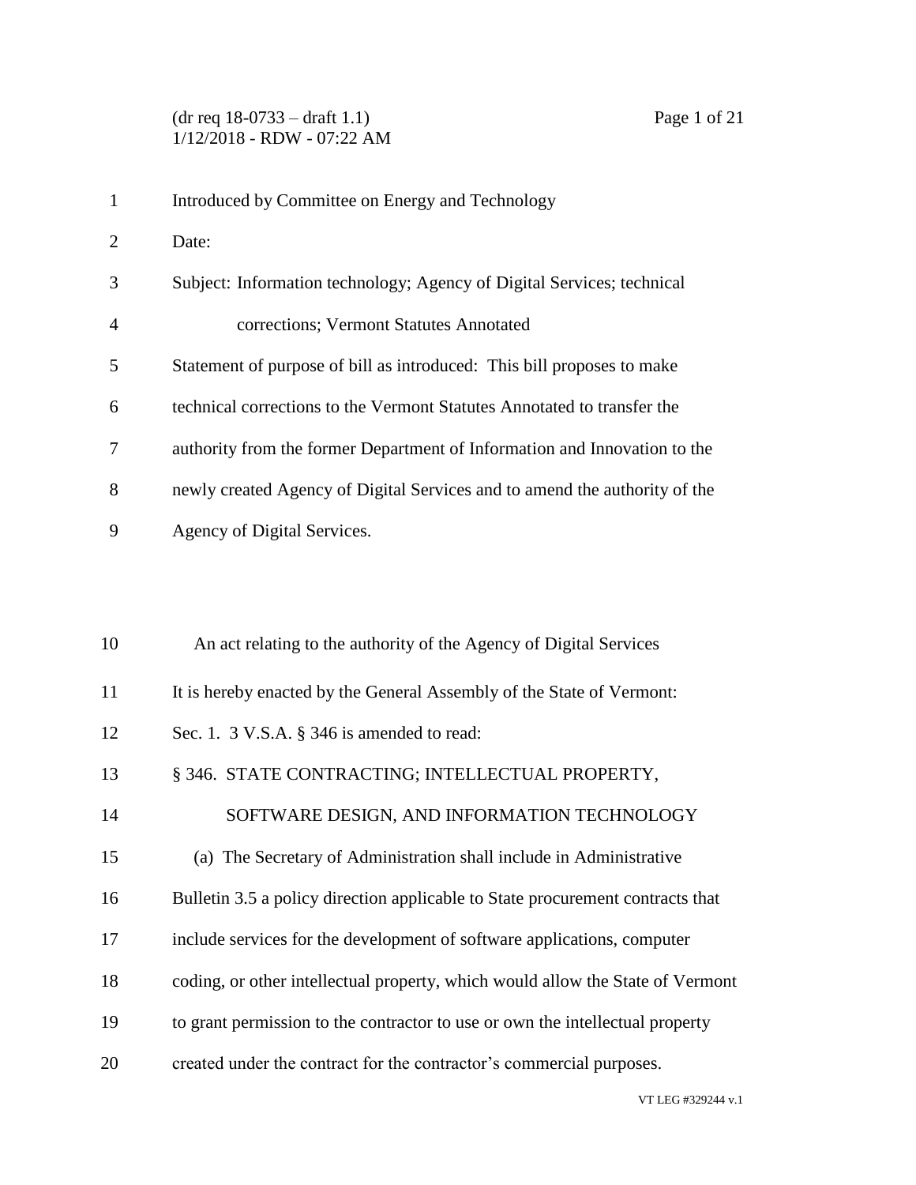Introduced by Committee on Energy and Technology

Date:

Subject: Information technology; Agency of Digital Services; technical corrections; Vermont Statutes Annotated

Statement of purpose of bill as introduced: This bill proposes to make technical corrections to the Vermont Statutes Annotated to transfer the authority from the former Department of Information and Innovation to the newly created Agency of Digital Services and to amend the authority of the Agency of Digital Services.

An act relating to the authority of the Agency of Digital Services

It is hereby enacted by the General Assembly of the State of Vermont:

Sec. 1. 3 V.S.A. § 346 is amended to read:

§ 346. STATE CONTRACTING; INTELLECTUAL PROPERTY, SOFTWARE DESIGN, AND INFORMATION TECHNOLOGY

(a) The Secretary of Administration shall include in Administrative Bulletin 3.5 a policy direction applicable to State procurement contracts that include services for the development of software applications, computer coding, or other intellectual property, which would allow the State of Vermont to grant permission to the contractor to use or own the intellectual property created under the contract for the contractor's commercial purposes.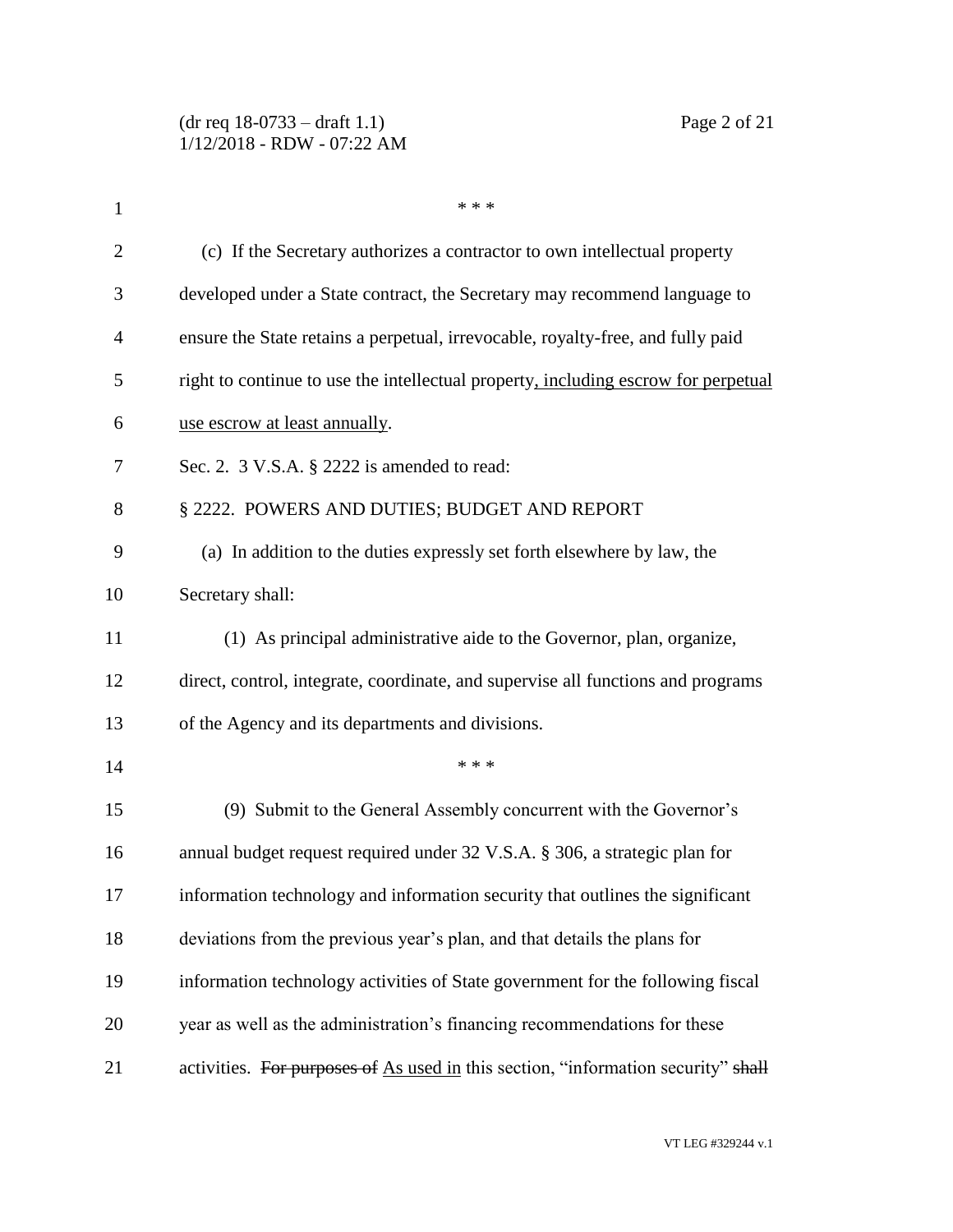\* \* \*

(c) If the Secretary authorizes a contractor to own intellectual property developed under a State contract, the Secretary may recommend language to ensure the State retains a perpetual, irrevocable, royalty-free, and fully paid right to continue to use the intellectual property, including escrow for perpetual use escrow at least annually.

Sec. 2. 3 V.S.A. § 2222 is amended to read:

§ 2222. POWERS AND DUTIES; BUDGET AND REPORT

(a) In addition to the duties expressly set forth elsewhere by law, the Secretary shall:

(1) As principal administrative aide to the Governor, plan, organize, direct, control, integrate, coordinate, and supervise all functions and programs of the Agency and its departments and divisions.

\* \* \*

(9) Submit to the General Assembly concurrent with the Governor's annual budget request required under 32 V.S.A. § 306, a strategic plan for information technology and information security that outlines the significant deviations from the previous year's plan, and that details the plans for information technology activities of State government for the following fiscal year as well as the administration's financing recommendations for these activities. ~~For purposes of~~ As used in this section, "information security" ~~shall~~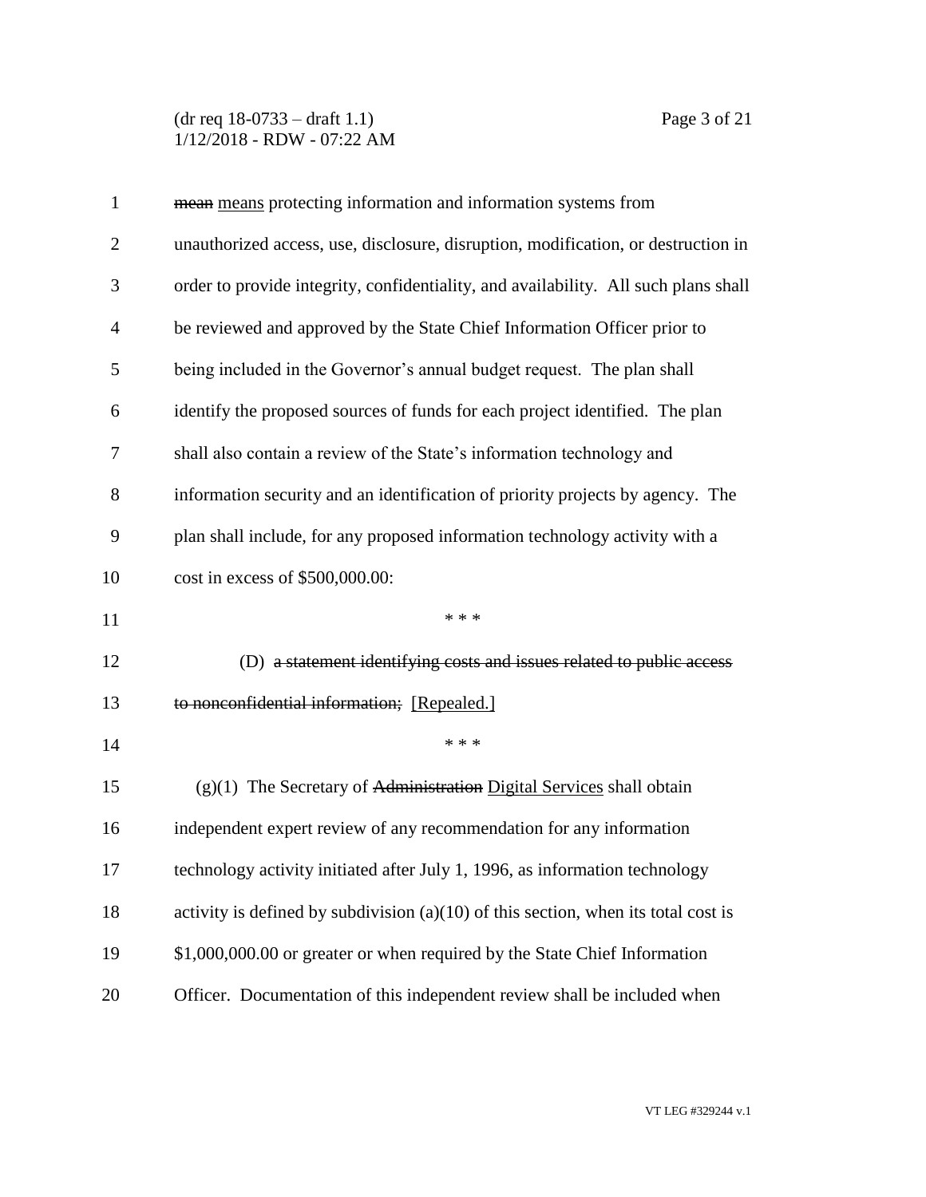~~mean~~ <u>means</u> protecting information and information systems from unauthorized access, use, disclosure, disruption, modification, or destruction in order to provide integrity, confidentiality, and availability. All such plans shall be reviewed and approved by the State Chief Information Officer prior to being included in the Governor's annual budget request. The plan shall identify the proposed sources of funds for each project identified. The plan shall also contain a review of the State's information technology and information security and an identification of priority projects by agency. The plan shall include, for any proposed information technology activity with a cost in excess of $500,000.00:

* * *

(D) ~~a statement identifying costs and issues related to public access to nonconfidential information;~~ <u>[Repealed.]</u>

* * *

(g)(1) The Secretary of ~~Administration~~ <u>Digital Services</u> shall obtain independent expert review of any recommendation for any information technology activity initiated after July 1, 1996, as information technology activity is defined by subdivision (a)(10) of this section, when its total cost is $1,000,000.00 or greater or when required by the State Chief Information Officer. Documentation of this independent review shall be included when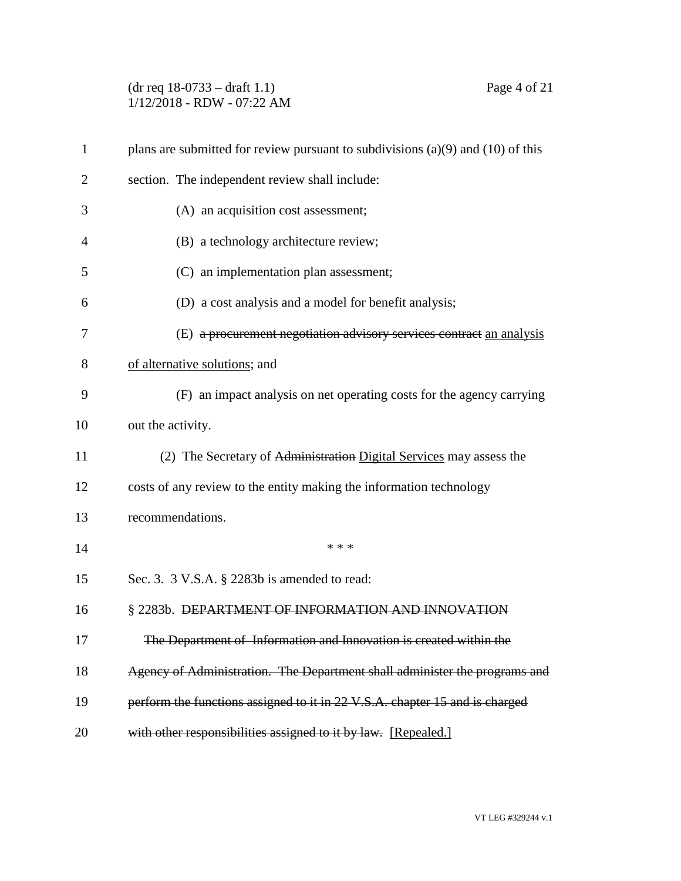plans are submitted for review pursuant to subdivisions (a)(9) and (10) of this section. The independent review shall include:

(A) an acquisition cost assessment;

(B) a technology architecture review;

(C) an implementation plan assessment;

(D) a cost analysis and a model for benefit analysis;

(E) ~~a procurement negotiation advisory services contract~~ <u>an analysis of alternative solutions</u>; and

(F) an impact analysis on net operating costs for the agency carrying out the activity.

(2) The Secretary of ~~Administration~~ <u>Digital Services</u> may assess the costs of any review to the entity making the information technology recommendations.

\* \* \*

Sec. 3. 3 V.S.A. § 2283b is amended to read:

§ 2283b. ~~DEPARTMENT OF INFORMATION AND INNOVATION~~

~~The Department of Information and Innovation is created within the Agency of Administration. The Department shall administer the programs and perform the functions assigned to it in 22 V.S.A. chapter 15 and is charged with other responsibilities assigned to it by law.~~ <u>[Repealed.]</u>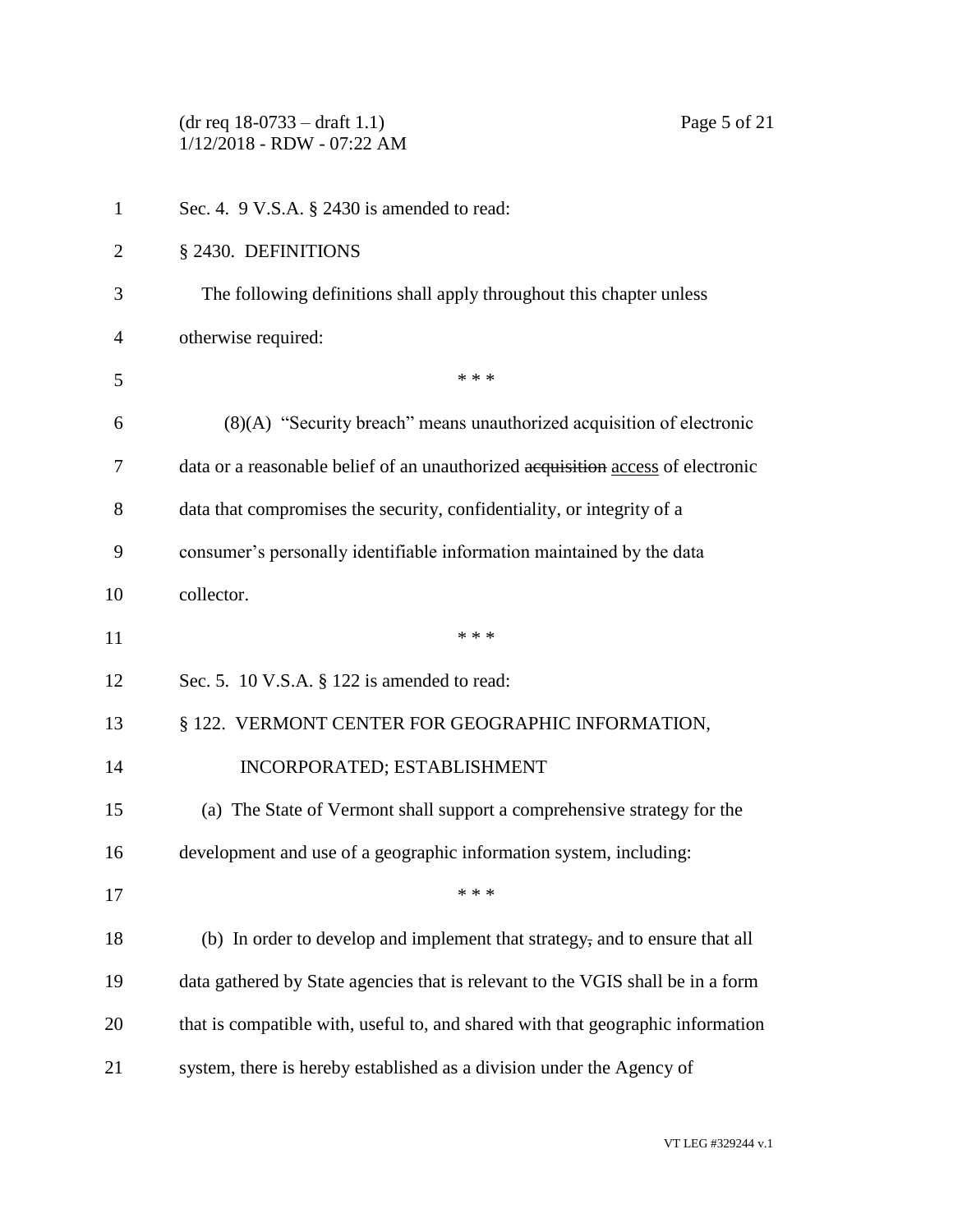Sec. 4. 9 V.S.A. § 2430 is amended to read:

§ 2430. DEFINITIONS

The following definitions shall apply throughout this chapter unless otherwise required:

\* \* \*

(8)(A) "Security breach" means unauthorized acquisition of electronic data or a reasonable belief of an unauthorized ~~acquisition~~ access of electronic data that compromises the security, confidentiality, or integrity of a consumer's personally identifiable information maintained by the data collector.

\* \* \*

Sec. 5. 10 V.S.A. § 122 is amended to read:

§ 122. VERMONT CENTER FOR GEOGRAPHIC INFORMATION, INCORPORATED; ESTABLISHMENT

(a) The State of Vermont shall support a comprehensive strategy for the development and use of a geographic information system, including:

\* \* \*

(b) In order to develop and implement that strategy~~,~~ and to ensure that all data gathered by State agencies that is relevant to the VGIS shall be in a form that is compatible with, useful to, and shared with that geographic information system, there is hereby established as a division under the Agency of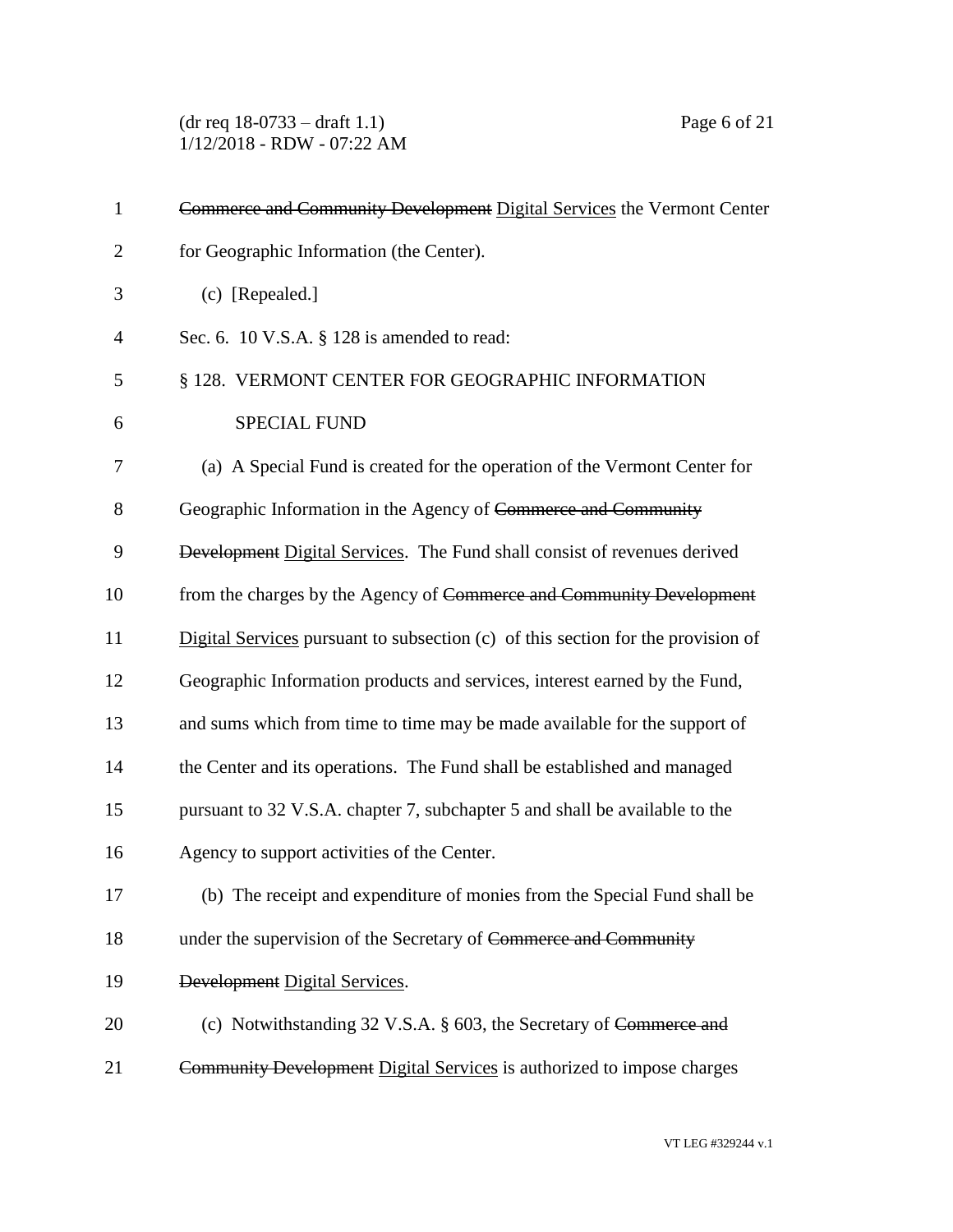~~Commerce and Community Development~~ Digital Services the Vermont Center for Geographic Information (the Center).

(c) [Repealed.]

Sec. 6. 10 V.S.A. § 128 is amended to read:

§ 128. VERMONT CENTER FOR GEOGRAPHIC INFORMATION SPECIAL FUND

(a) A Special Fund is created for the operation of the Vermont Center for Geographic Information in the Agency of ~~Commerce and Community Development~~ Digital Services. The Fund shall consist of revenues derived from the charges by the Agency of ~~Commerce and Community Development~~ Digital Services pursuant to subsection (c) of this section for the provision of Geographic Information products and services, interest earned by the Fund, and sums which from time to time may be made available for the support of the Center and its operations. The Fund shall be established and managed pursuant to 32 V.S.A. chapter 7, subchapter 5 and shall be available to the Agency to support activities of the Center.

(b) The receipt and expenditure of monies from the Special Fund shall be under the supervision of the Secretary of ~~Commerce and Community Development~~ Digital Services.

(c) Notwithstanding 32 V.S.A. § 603, the Secretary of ~~Commerce and Community Development~~ Digital Services is authorized to impose charges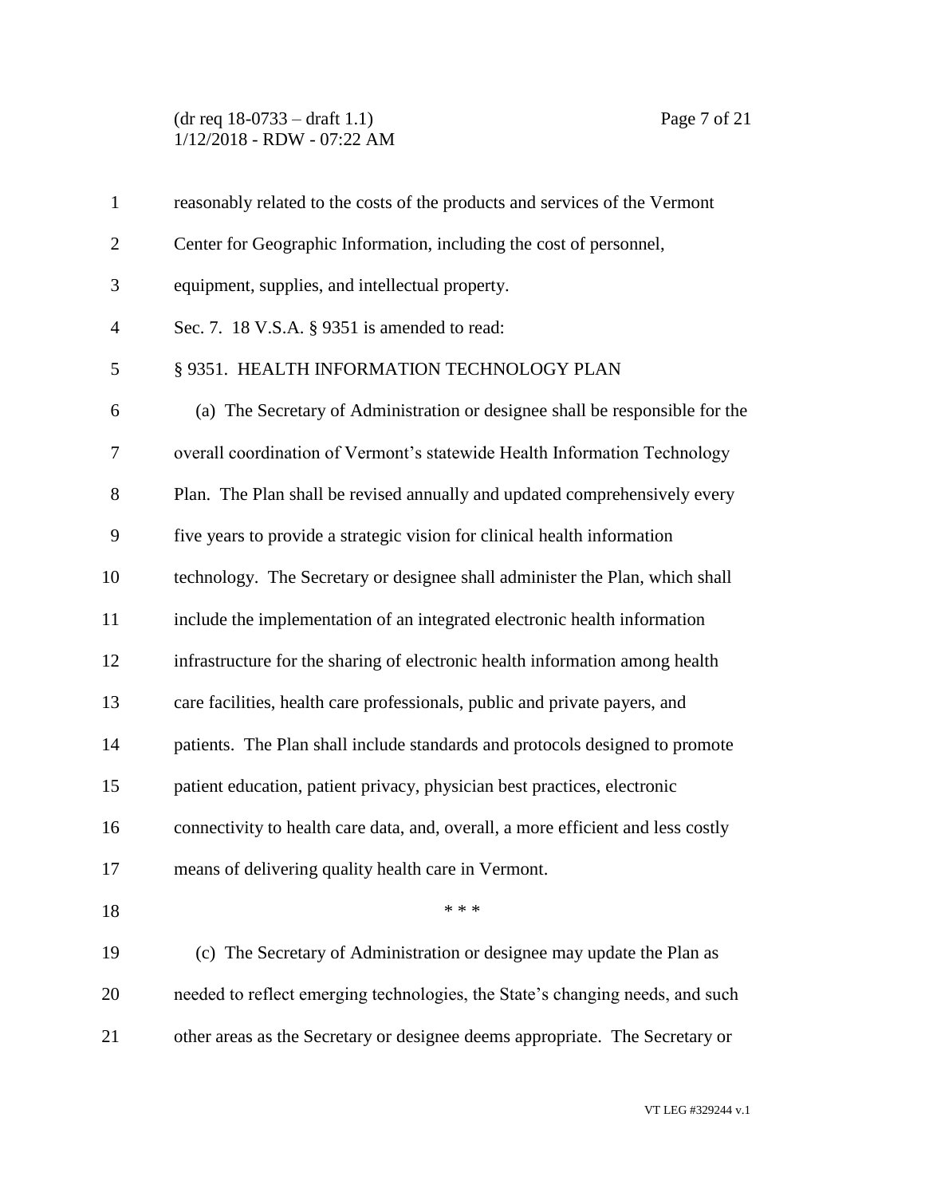reasonably related to the costs of the products and services of the Vermont Center for Geographic Information, including the cost of personnel, equipment, supplies, and intellectual property.

Sec. 7. 18 V.S.A. § 9351 is amended to read:

§ 9351. HEALTH INFORMATION TECHNOLOGY PLAN

(a) The Secretary of Administration or designee shall be responsible for the overall coordination of Vermont's statewide Health Information Technology Plan. The Plan shall be revised annually and updated comprehensively every five years to provide a strategic vision for clinical health information technology. The Secretary or designee shall administer the Plan, which shall include the implementation of an integrated electronic health information infrastructure for the sharing of electronic health information among health care facilities, health care professionals, public and private payers, and patients. The Plan shall include standards and protocols designed to promote patient education, patient privacy, physician best practices, electronic connectivity to health care data, and, overall, a more efficient and less costly means of delivering quality health care in Vermont.

\* \* \*

(c) The Secretary of Administration or designee may update the Plan as needed to reflect emerging technologies, the State's changing needs, and such other areas as the Secretary or designee deems appropriate. The Secretary or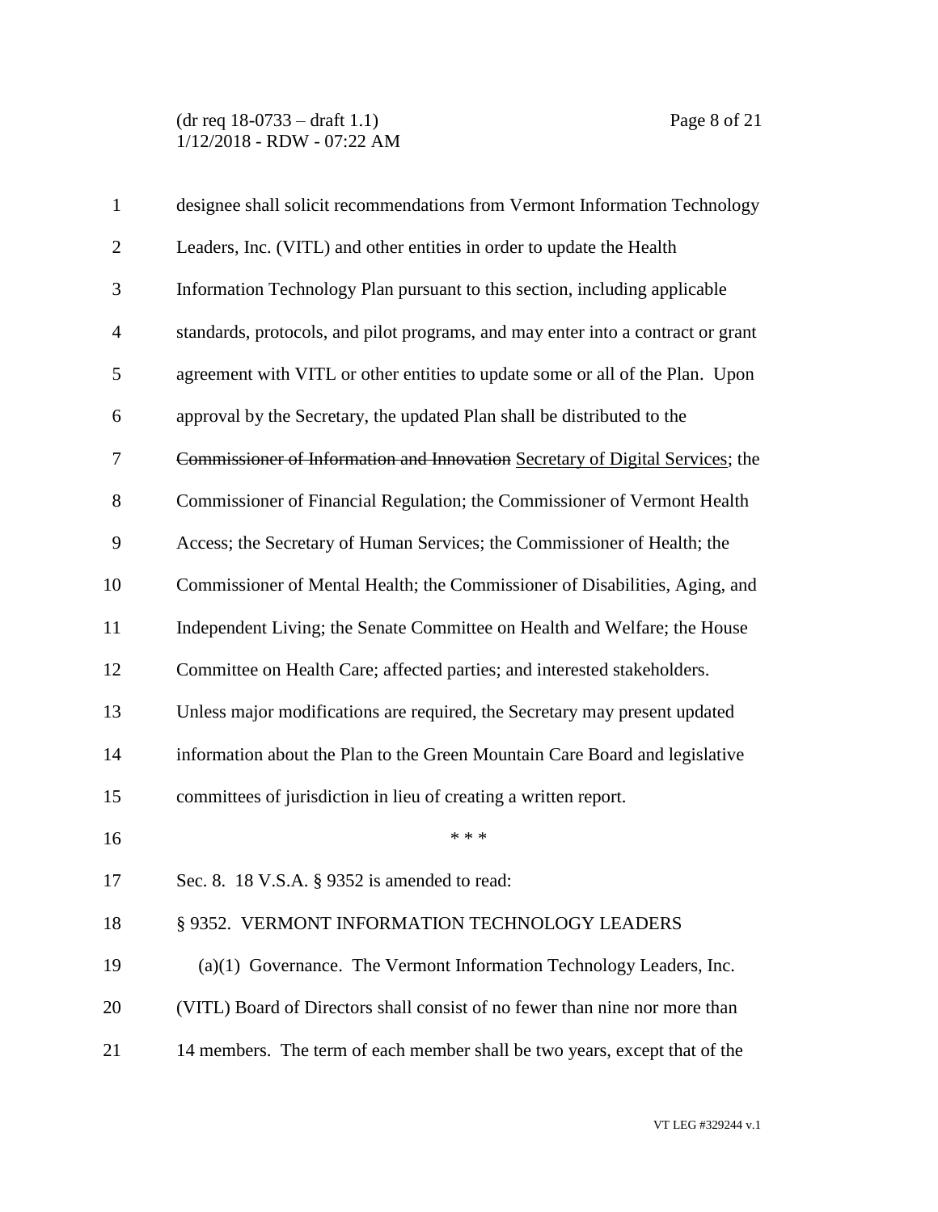designee shall solicit recommendations from Vermont Information Technology Leaders, Inc. (VITL) and other entities in order to update the Health Information Technology Plan pursuant to this section, including applicable standards, protocols, and pilot programs, and may enter into a contract or grant agreement with VITL or other entities to update some or all of the Plan. Upon approval by the Secretary, the updated Plan shall be distributed to the ~~Commissioner of Information and Innovation~~ <u>Secretary of Digital Services</u>; the Commissioner of Financial Regulation; the Commissioner of Vermont Health Access; the Secretary of Human Services; the Commissioner of Health; the Commissioner of Mental Health; the Commissioner of Disabilities, Aging, and Independent Living; the Senate Committee on Health and Welfare; the House Committee on Health Care; affected parties; and interested stakeholders. Unless major modifications are required, the Secretary may present updated information about the Plan to the Green Mountain Care Board and legislative committees of jurisdiction in lieu of creating a written report.

\* \* \*

Sec. 8. 18 V.S.A. § 9352 is amended to read:

§ 9352. VERMONT INFORMATION TECHNOLOGY LEADERS

(a)(1) Governance. The Vermont Information Technology Leaders, Inc. (VITL) Board of Directors shall consist of no fewer than nine nor more than 14 members. The term of each member shall be two years, except that of the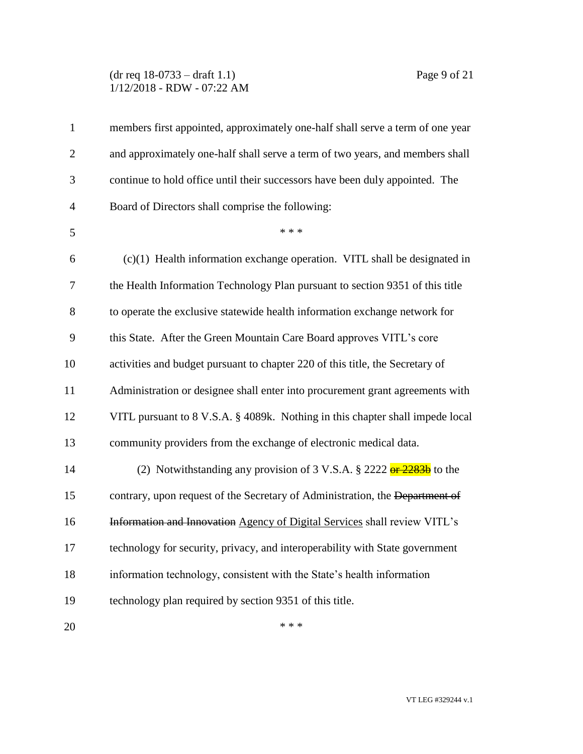members first appointed, approximately one-half shall serve a term of one year and approximately one-half shall serve a term of two years, and members shall continue to hold office until their successors have been duly appointed. The Board of Directors shall comprise the following:

\* \* \*

(c)(1) Health information exchange operation. VITL shall be designated in the Health Information Technology Plan pursuant to section 9351 of this title to operate the exclusive statewide health information exchange network for this State. After the Green Mountain Care Board approves VITL's core activities and budget pursuant to chapter 220 of this title, the Secretary of Administration or designee shall enter into procurement grant agreements with VITL pursuant to 8 V.S.A. § 4089k. Nothing in this chapter shall impede local community providers from the exchange of electronic medical data.

(2) Notwithstanding any provision of 3 V.S.A. § 2222 ~~or 2283b~~ to the contrary, upon request of the Secretary of Administration, the ~~Department of Information and Innovation~~ <u>Agency of Digital Services</u> shall review VITL's technology for security, privacy, and interoperability with State government information technology, consistent with the State's health information technology plan required by section 9351 of this title.

\* \* \*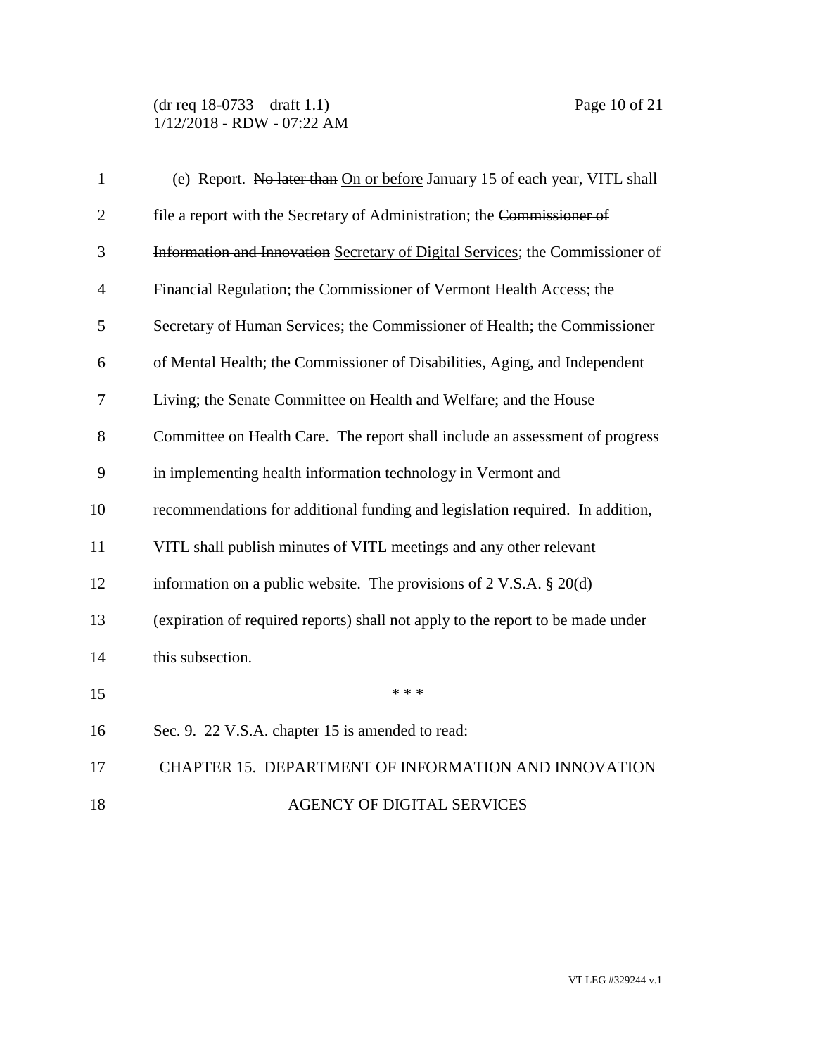(e) Report. ~~No later than~~ <u>On or before</u> January 15 of each year, VITL shall file a report with the Secretary of Administration; the ~~Commissioner of Information and Innovation~~ <u>Secretary of Digital Services</u>; the Commissioner of Financial Regulation; the Commissioner of Vermont Health Access; the Secretary of Human Services; the Commissioner of Health; the Commissioner of Mental Health; the Commissioner of Disabilities, Aging, and Independent Living; the Senate Committee on Health and Welfare; and the House Committee on Health Care. The report shall include an assessment of progress in implementing health information technology in Vermont and recommendations for additional funding and legislation required. In addition, VITL shall publish minutes of VITL meetings and any other relevant information on a public website. The provisions of 2 V.S.A. § 20(d) (expiration of required reports) shall not apply to the report to be made under this subsection.

\* \* \*

Sec. 9. 22 V.S.A. chapter 15 is amended to read:

CHAPTER 15. ~~DEPARTMENT OF INFORMATION AND INNOVATION~~

<u>AGENCY OF DIGITAL SERVICES</u>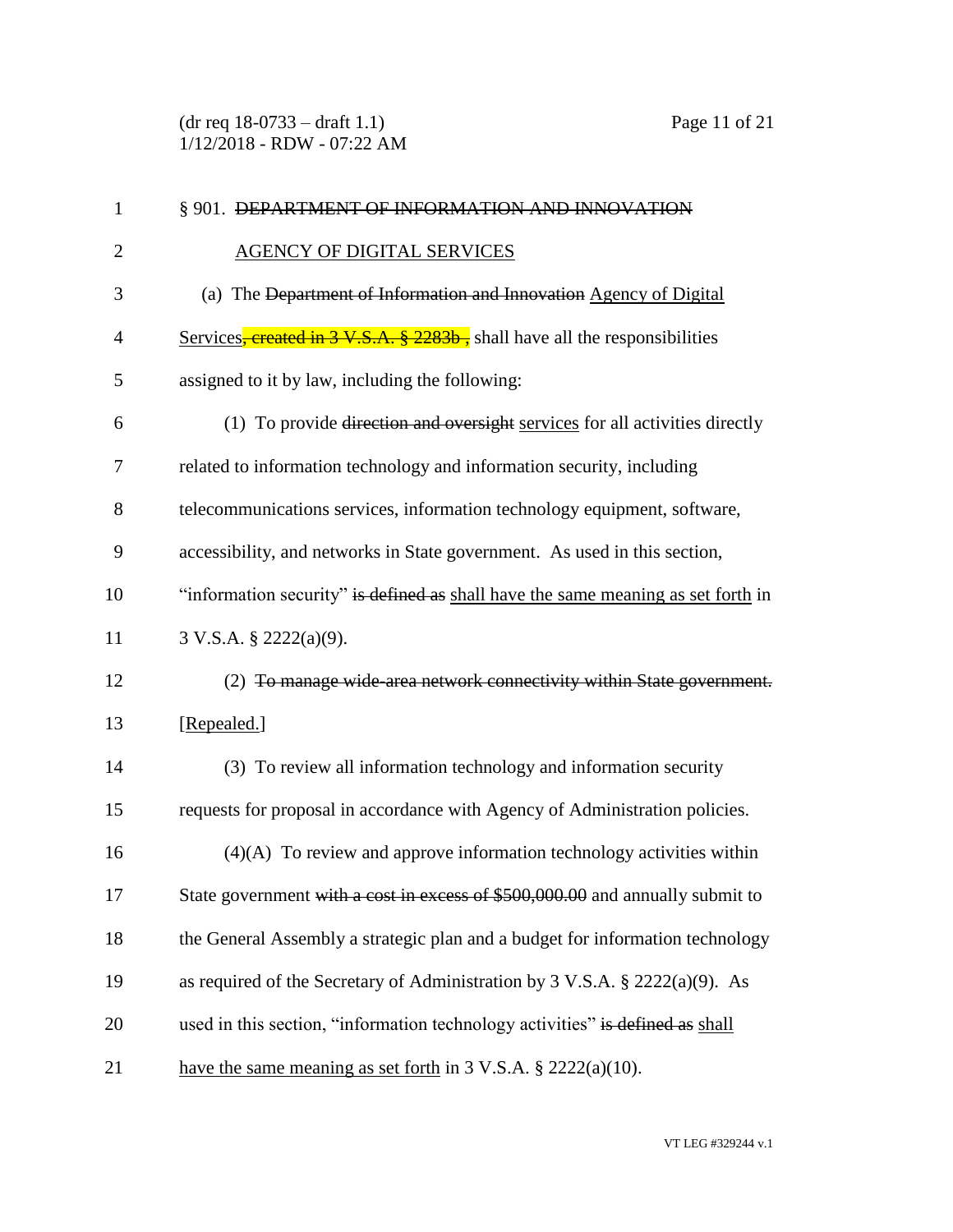§ 901. ~~DEPARTMENT OF INFORMATION AND INNOVATION~~

AGENCY OF DIGITAL SERVICES

(a) The ~~Department of Information and Innovation~~ Agency of Digital Services~~, created in 3 V.S.A. § 2283b ,~~ shall have all the responsibilities assigned to it by law, including the following:

(1) To provide ~~direction and oversight~~ services for all activities directly related to information technology and information security, including telecommunications services, information technology equipment, software, accessibility, and networks in State government. As used in this section, "information security" ~~is defined as~~ shall have the same meaning as set forth in 3 V.S.A. § 2222(a)(9).

(2) ~~To manage wide-area network connectivity within State government.~~ [Repealed.]

(3) To review all information technology and information security requests for proposal in accordance with Agency of Administration policies.

(4)(A) To review and approve information technology activities within State government ~~with a cost in excess of $500,000.00~~ and annually submit to the General Assembly a strategic plan and a budget for information technology as required of the Secretary of Administration by 3 V.S.A. § 2222(a)(9). As used in this section, "information technology activities" ~~is defined as~~ shall have the same meaning as set forth in 3 V.S.A. § 2222(a)(10).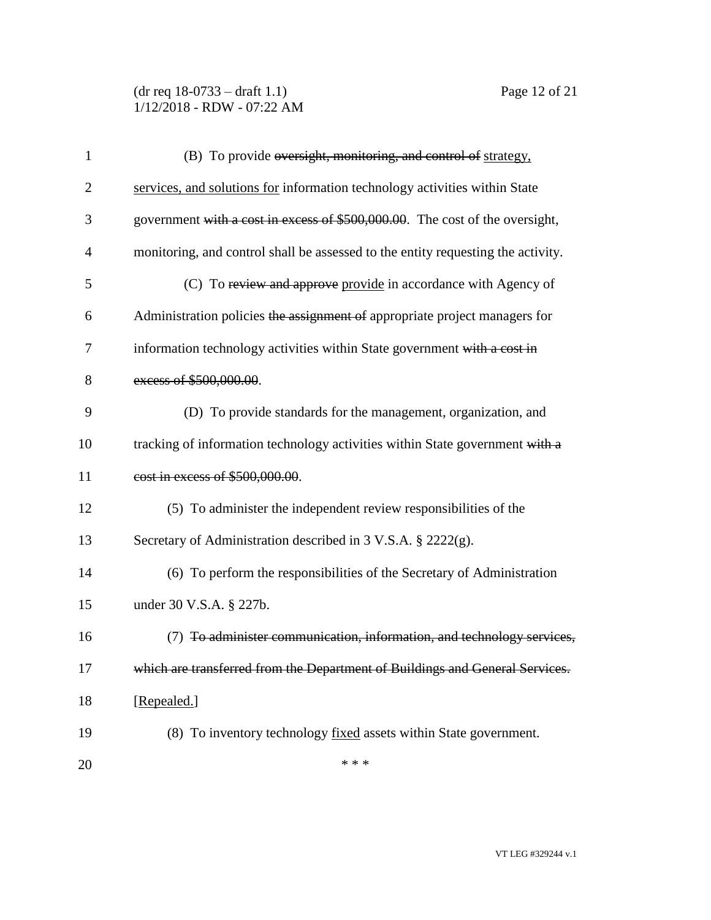(B) To provide ~~oversight, monitoring, and control of~~ <u>strategy, services, and solutions for</u> information technology activities within State government ~~with a cost in excess of $500,000.00~~. The cost of the oversight, monitoring, and control shall be assessed to the entity requesting the activity.

(C) To ~~review and approve~~ <u>provide</u> in accordance with Agency of Administration policies ~~the assignment of~~ appropriate project managers for information technology activities within State government ~~with a cost in excess of $500,000.00~~.

(D) To provide standards for the management, organization, and tracking of information technology activities within State government ~~with a cost in excess of $500,000.00~~.

(5) To administer the independent review responsibilities of the Secretary of Administration described in 3 V.S.A. § 2222(g).

(6) To perform the responsibilities of the Secretary of Administration under 30 V.S.A. § 227b.

(7) ~~To administer communication, information, and technology services, which are transferred from the Department of Buildings and General Services.~~ [<u>Repealed.</u>]

(8) To inventory technology <u>fixed</u> assets within State government.

\* \* \*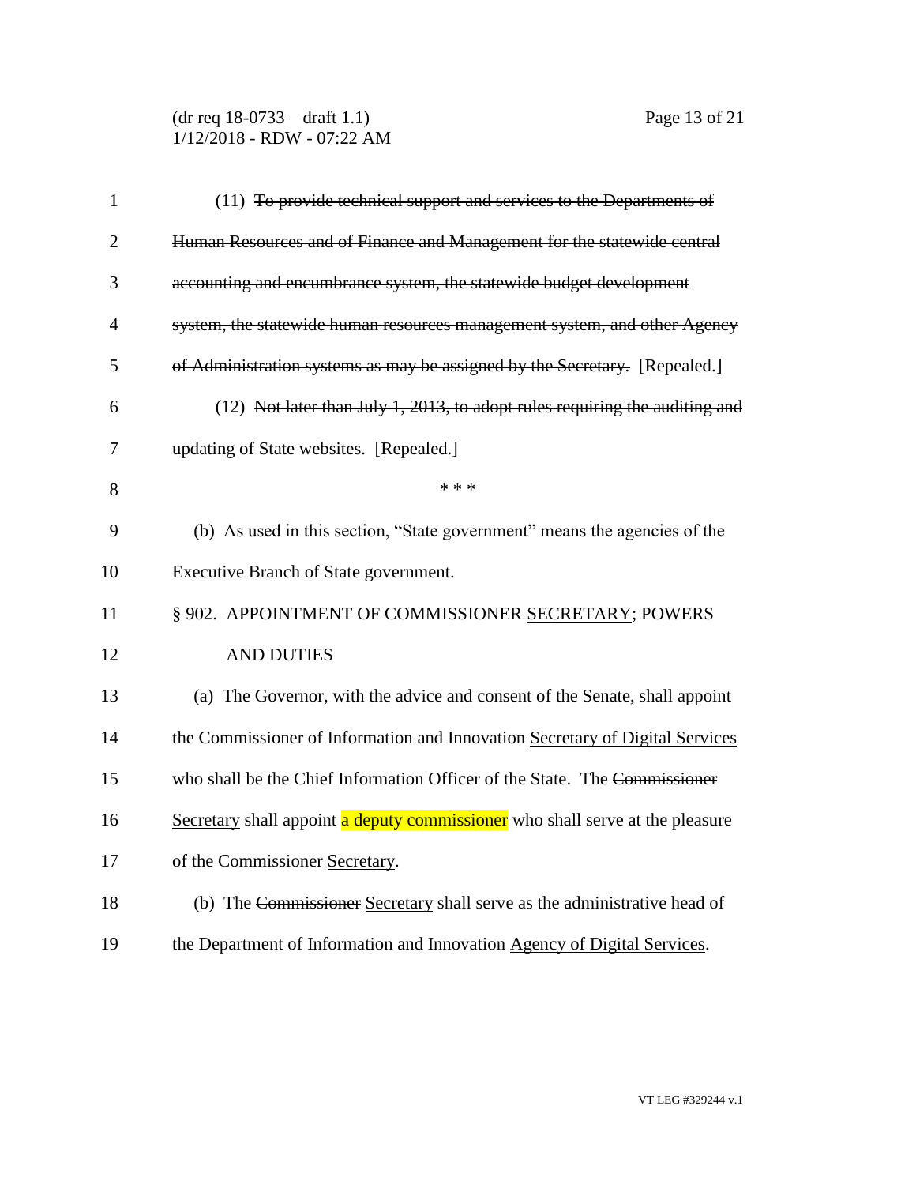(11) ~~To provide technical support and services to the Departments of Human Resources and of Finance and Management for the statewide central accounting and encumbrance system, the statewide budget development system, the statewide human resources management system, and other Agency of Administration systems as may be assigned by the Secretary.~~ [Repealed.]

(12) ~~Not later than July 1, 2013, to adopt rules requiring the auditing and updating of State websites.~~ [Repealed.]

\* \* \*

(b) As used in this section, "State government" means the agencies of the Executive Branch of State government.

§ 902. APPOINTMENT OF ~~COMMISSIONER~~ SECRETARY; POWERS AND DUTIES

(a) The Governor, with the advice and consent of the Senate, shall appoint the ~~Commissioner of Information and Innovation~~ Secretary of Digital Services who shall be the Chief Information Officer of the State. The ~~Commissioner~~ Secretary shall appoint a deputy commissioner who shall serve at the pleasure of the ~~Commissioner~~ Secretary.

(b) The ~~Commissioner~~ Secretary shall serve as the administrative head of the ~~Department of Information and Innovation~~ Agency of Digital Services.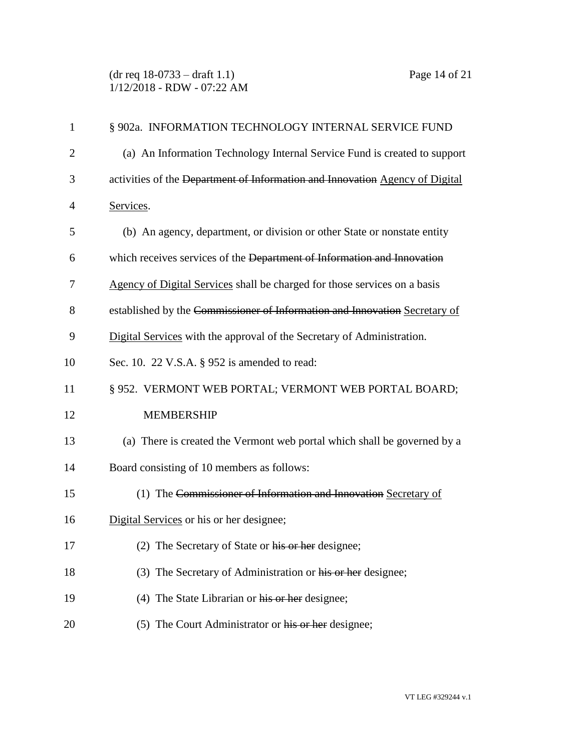§ 902a. INFORMATION TECHNOLOGY INTERNAL SERVICE FUND

(a) An Information Technology Internal Service Fund is created to support activities of the ~~Department of Information and Innovation~~ <u>Agency of Digital Services</u>.

(b) An agency, department, or division or other State or nonstate entity which receives services of the ~~Department of Information and Innovation~~ <u>Agency of Digital Services</u> shall be charged for those services on a basis established by the ~~Commissioner of Information and Innovation~~ <u>Secretary of Digital Services</u> with the approval of the Secretary of Administration.

Sec. 10. 22 V.S.A. § 952 is amended to read:

§ 952. VERMONT WEB PORTAL; VERMONT WEB PORTAL BOARD; MEMBERSHIP

(a) There is created the Vermont web portal which shall be governed by a Board consisting of 10 members as follows:

(1) The ~~Commissioner of Information and Innovation~~ <u>Secretary of Digital Services</u> or his or her designee;

(2) The Secretary of State or ~~his or her~~ designee;

(3) The Secretary of Administration or ~~his or her~~ designee;

(4) The State Librarian or ~~his or her~~ designee;

(5) The Court Administrator or ~~his or her~~ designee;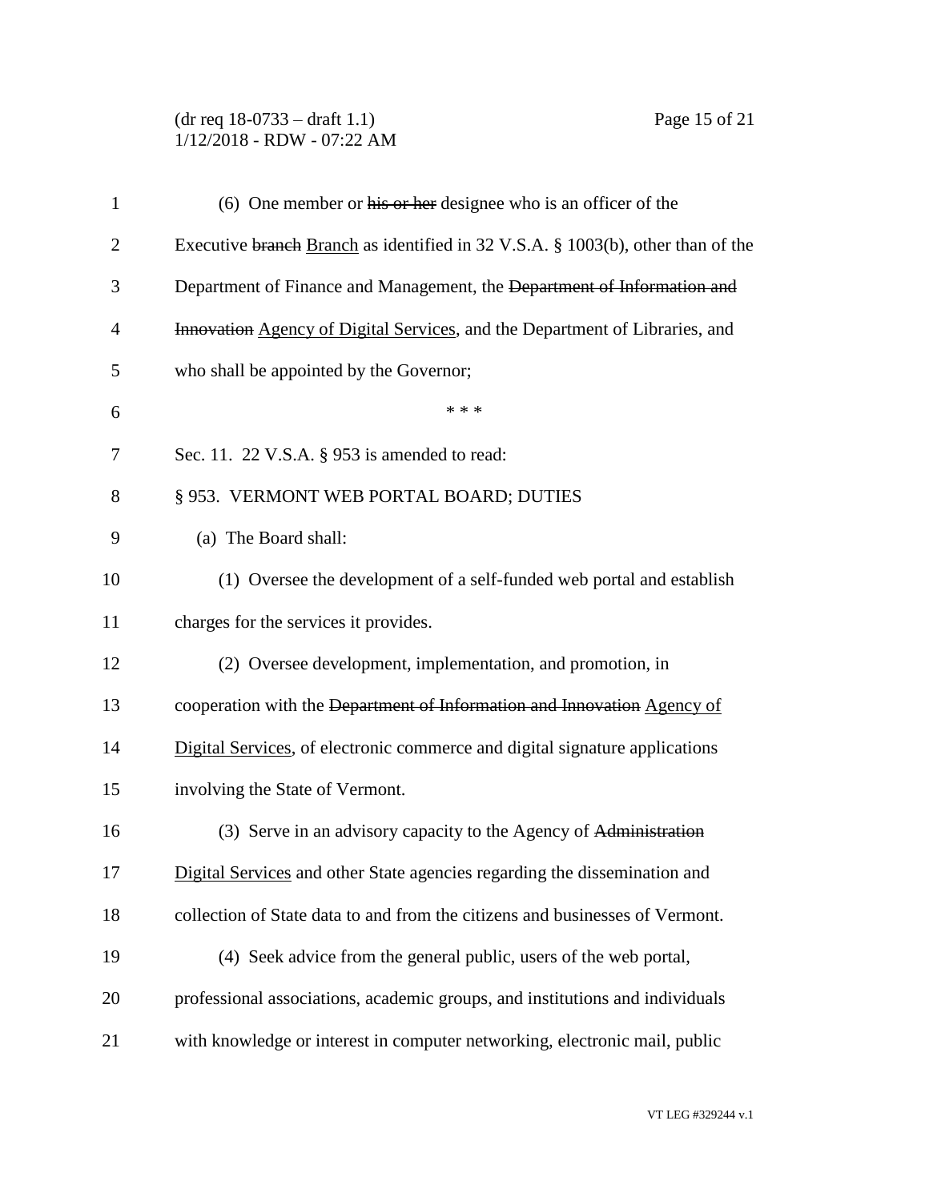(6) One member or ~~his or her~~ designee who is an officer of the Executive ~~branch~~ Branch as identified in 32 V.S.A. § 1003(b), other than of the Department of Finance and Management, the ~~Department of Information and Innovation~~ Agency of Digital Services, and the Department of Libraries, and who shall be appointed by the Governor;

\* \* \*

Sec. 11. 22 V.S.A. § 953 is amended to read:

§ 953. VERMONT WEB PORTAL BOARD; DUTIES

(a) The Board shall:

(1) Oversee the development of a self-funded web portal and establish charges for the services it provides.

(2) Oversee development, implementation, and promotion, in cooperation with the ~~Department of Information and Innovation~~ Agency of Digital Services, of electronic commerce and digital signature applications involving the State of Vermont.

(3) Serve in an advisory capacity to the Agency of ~~Administration~~ Digital Services and other State agencies regarding the dissemination and collection of State data to and from the citizens and businesses of Vermont.

(4) Seek advice from the general public, users of the web portal, professional associations, academic groups, and institutions and individuals with knowledge or interest in computer networking, electronic mail, public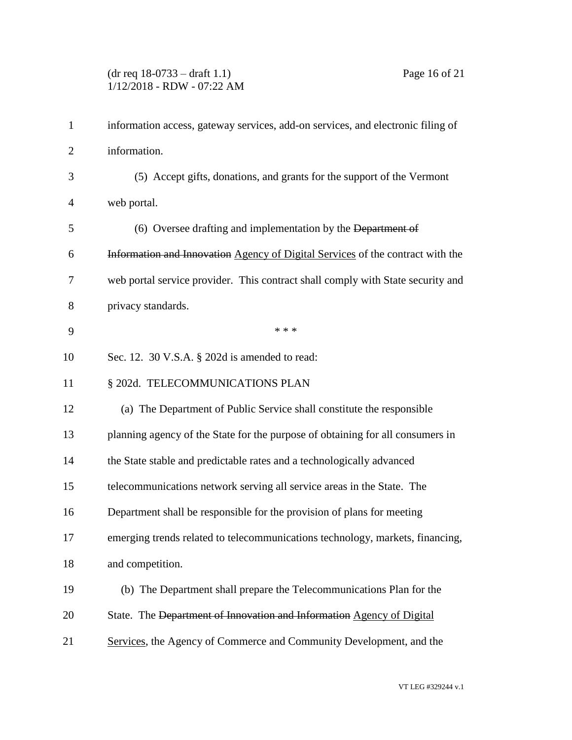information access, gateway services, add-on services, and electronic filing of information.

(5) Accept gifts, donations, and grants for the support of the Vermont web portal.

(6) Oversee drafting and implementation by the ~~Department of Information and Innovation~~ <u>Agency of Digital Services</u> of the contract with the web portal service provider. This contract shall comply with State security and privacy standards.

\* \* \*

Sec. 12. 30 V.S.A. § 202d is amended to read:

§ 202d. TELECOMMUNICATIONS PLAN

(a) The Department of Public Service shall constitute the responsible planning agency of the State for the purpose of obtaining for all consumers in the State stable and predictable rates and a technologically advanced telecommunications network serving all service areas in the State. The Department shall be responsible for the provision of plans for meeting emerging trends related to telecommunications technology, markets, financing, and competition.

(b) The Department shall prepare the Telecommunications Plan for the State. The ~~Department of Innovation and Information~~ <u>Agency of Digital Services</u>, the Agency of Commerce and Community Development, and the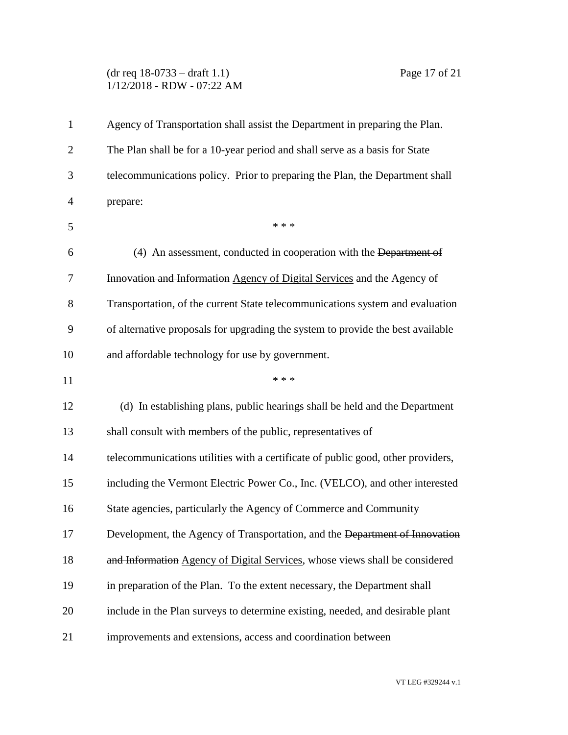Agency of Transportation shall assist the Department in preparing the Plan. The Plan shall be for a 10-year period and shall serve as a basis for State telecommunications policy. Prior to preparing the Plan, the Department shall prepare:

\* \* \*

(4) An assessment, conducted in cooperation with the ~~Department of Innovation and Information~~ <u>Agency of Digital Services</u> and the Agency of Transportation, of the current State telecommunications system and evaluation of alternative proposals for upgrading the system to provide the best available and affordable technology for use by government.

\* \* \*

(d) In establishing plans, public hearings shall be held and the Department shall consult with members of the public, representatives of telecommunications utilities with a certificate of public good, other providers, including the Vermont Electric Power Co., Inc. (VELCO), and other interested State agencies, particularly the Agency of Commerce and Community Development, the Agency of Transportation, and the ~~Department of Innovation and Information~~ <u>Agency of Digital Services</u>, whose views shall be considered in preparation of the Plan. To the extent necessary, the Department shall include in the Plan surveys to determine existing, needed, and desirable plant improvements and extensions, access and coordination between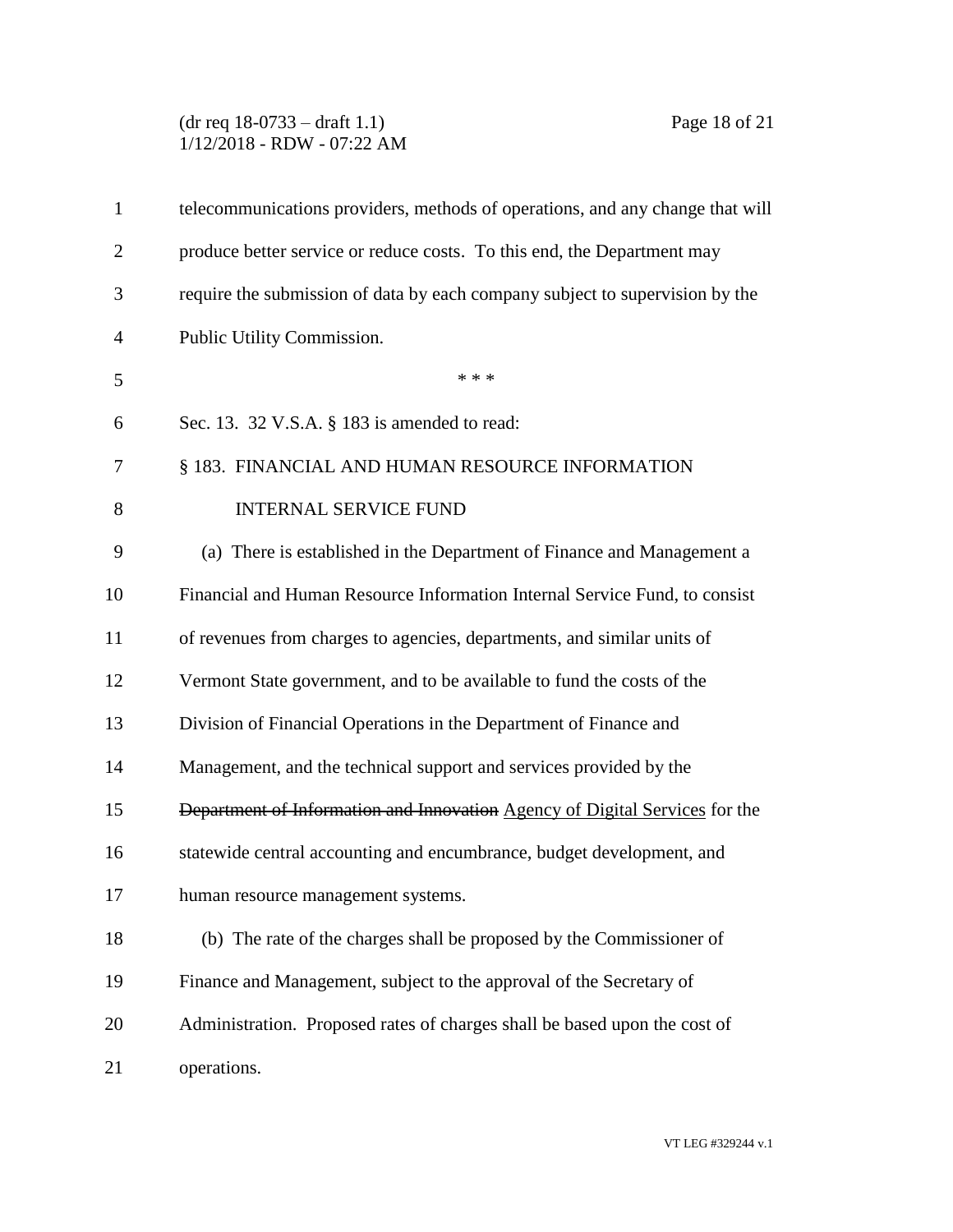telecommunications providers, methods of operations, and any change that will produce better service or reduce costs. To this end, the Department may require the submission of data by each company subject to supervision by the Public Utility Commission.

\* \* \*

Sec. 13. 32 V.S.A. § 183 is amended to read:

§ 183. FINANCIAL AND HUMAN RESOURCE INFORMATION INTERNAL SERVICE FUND

(a) There is established in the Department of Finance and Management a Financial and Human Resource Information Internal Service Fund, to consist of revenues from charges to agencies, departments, and similar units of Vermont State government, and to be available to fund the costs of the Division of Financial Operations in the Department of Finance and Management, and the technical support and services provided by the ~~Department of Information and Innovation~~ <u>Agency of Digital Services</u> for the statewide central accounting and encumbrance, budget development, and human resource management systems.

(b) The rate of the charges shall be proposed by the Commissioner of Finance and Management, subject to the approval of the Secretary of Administration. Proposed rates of charges shall be based upon the cost of operations.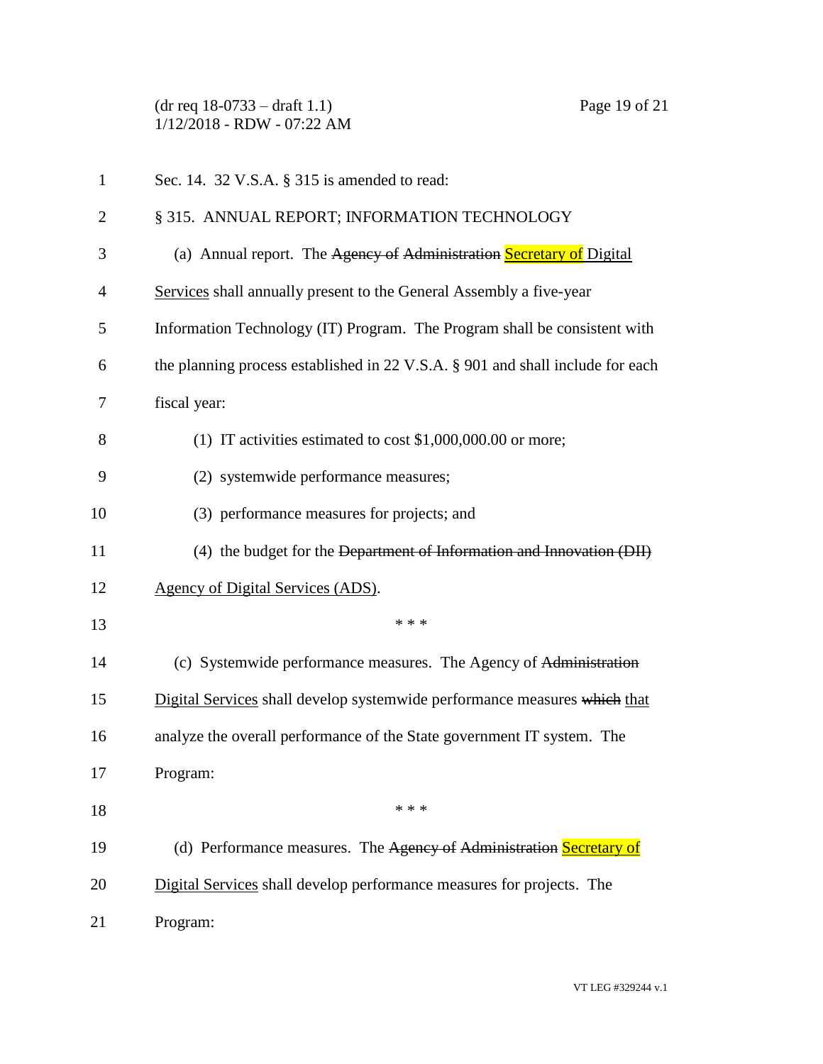Sec. 14. 32 V.S.A. § 315 is amended to read:

§ 315. ANNUAL REPORT; INFORMATION TECHNOLOGY

(a) Annual report. The ~~Agency of~~ ~~Administration~~ Secretary of Digital Services shall annually present to the General Assembly a five-year Information Technology (IT) Program. The Program shall be consistent with the planning process established in 22 V.S.A. § 901 and shall include for each fiscal year:

(1) IT activities estimated to cost $1,000,000.00 or more;

(2) systemwide performance measures;

(3) performance measures for projects; and

(4) the budget for the ~~Department of Information and Innovation (DII)~~ Agency of Digital Services (ADS).

\* \* \*

(c) Systemwide performance measures. The Agency of ~~Administration~~ Digital Services shall develop systemwide performance measures ~~which~~ that analyze the overall performance of the State government IT system. The Program:

\* \* \*

(d) Performance measures. The ~~Agency of~~ ~~Administration~~ Secretary of Digital Services shall develop performance measures for projects. The Program: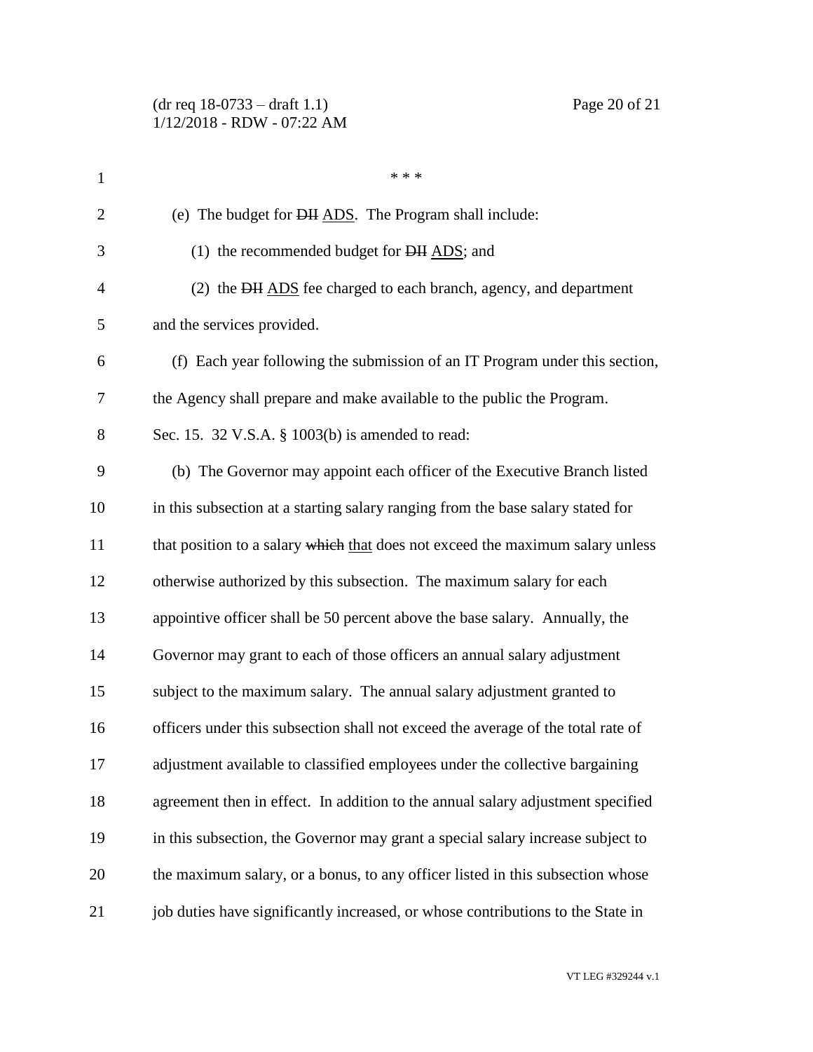\* \* \*

(e) The budget for ~~DII~~ ADS. The Program shall include:

(1) the recommended budget for ~~DII~~ ADS; and

(2) the ~~DII~~ ADS fee charged to each branch, agency, and department and the services provided.

(f) Each year following the submission of an IT Program under this section, the Agency shall prepare and make available to the public the Program.

Sec. 15. 32 V.S.A. § 1003(b) is amended to read:

(b) The Governor may appoint each officer of the Executive Branch listed in this subsection at a starting salary ranging from the base salary stated for that position to a salary ~~which~~ that does not exceed the maximum salary unless otherwise authorized by this subsection. The maximum salary for each appointive officer shall be 50 percent above the base salary. Annually, the Governor may grant to each of those officers an annual salary adjustment subject to the maximum salary. The annual salary adjustment granted to officers under this subsection shall not exceed the average of the total rate of adjustment available to classified employees under the collective bargaining agreement then in effect. In addition to the annual salary adjustment specified in this subsection, the Governor may grant a special salary increase subject to the maximum salary, or a bonus, to any officer listed in this subsection whose job duties have significantly increased, or whose contributions to the State in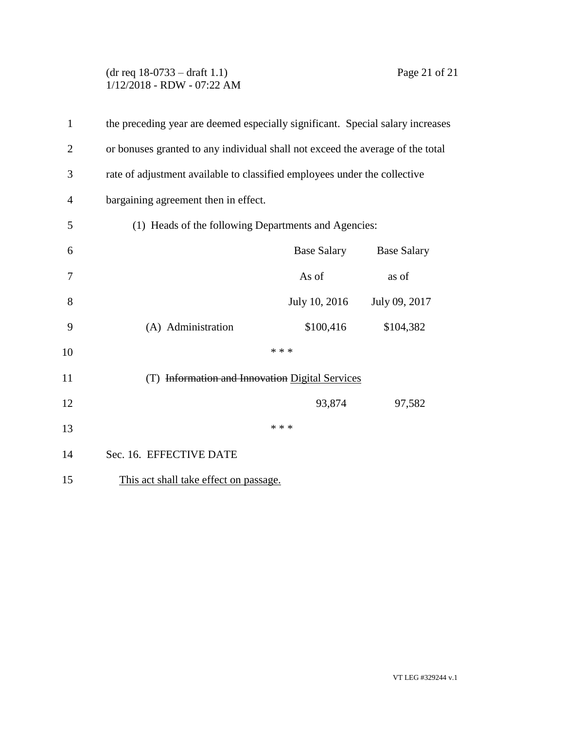the preceding year are deemed especially significant. Special salary increases or bonuses granted to any individual shall not exceed the average of the total rate of adjustment available to classified employees under the collective bargaining agreement then in effect.

(1) Heads of the following Departments and Agencies:

| | Base Salary As of July 10, 2016 | Base Salary as of July 09, 2017 |
|---|---|---|
| (A) Administration | $100,416 | $104,382 |

\* \* \*

| | | |
|---|---|---|
| (T) ~~Information and Innovation~~ Digital Services | 93,874 | 97,582 |

\* \* \*

Sec. 16. EFFECTIVE DATE

This act shall take effect on passage.